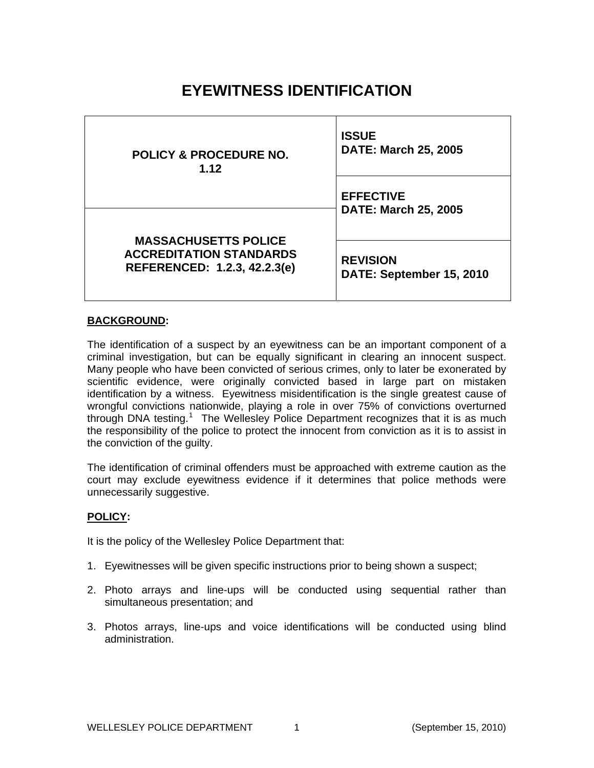# EYEWITNESS IDENTIFICATION

| POLICY & PROCEDURE NO. 1.12 | ISSUE DATE: March 25, 2005 |
|---|---|
| | EFFECTIVE DATE: March 25, 2005 |
| MASSACHUSETTS POLICE ACCREDITATION STANDARDS REFERENCED: 1.2.3, 42.2.3(e) | REVISION DATE: September 15, 2010 |

**BACKGROUND:**

The identification of a suspect by an eyewitness can be an important component of a criminal investigation, but can be equally significant in clearing an innocent suspect. Many people who have been convicted of serious crimes, only to later be exonerated by scientific evidence, were originally convicted based in large part on mistaken identification by a witness. Eyewitness misidentification is the single greatest cause of wrongful convictions nationwide, playing a role in over 75% of convictions overturned through DNA testing.[1] The Wellesley Police Department recognizes that it is as much the responsibility of the police to protect the innocent from conviction as it is to assist in the conviction of the guilty.

The identification of criminal offenders must be approached with extreme caution as the court may exclude eyewitness evidence if it determines that police methods were unnecessarily suggestive.

**POLICY:**

It is the policy of the Wellesley Police Department that:

1. Eyewitnesses will be given specific instructions prior to being shown a suspect;
2. Photo arrays and line-ups will be conducted using sequential rather than simultaneous presentation; and
3. Photos arrays, line-ups and voice identifications will be conducted using blind administration.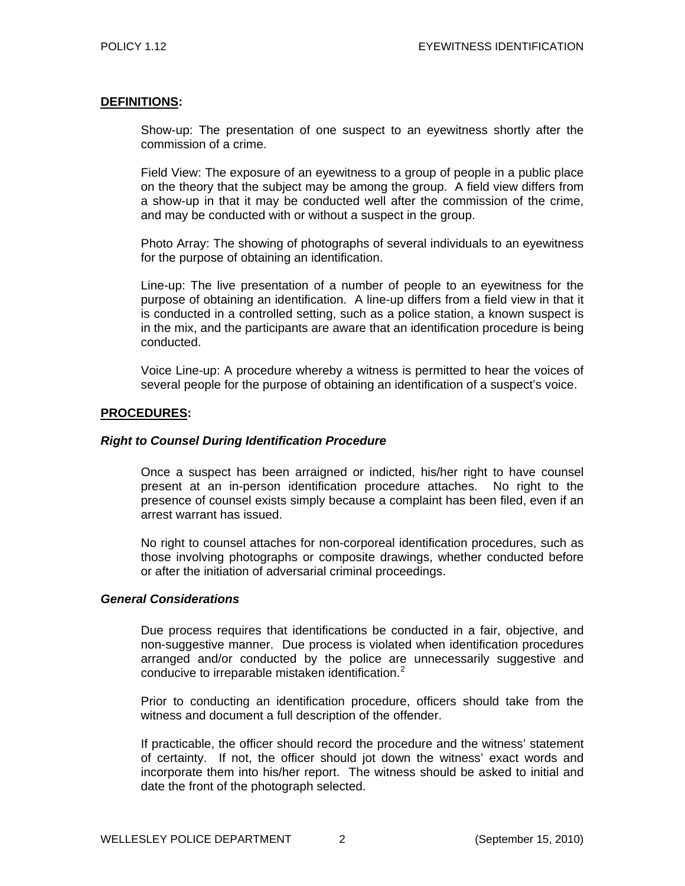## DEFINITIONS:

Show-up: The presentation of one suspect to an eyewitness shortly after the commission of a crime.

Field View: The exposure of an eyewitness to a group of people in a public place on the theory that the subject may be among the group. A field view differs from a show-up in that it may be conducted well after the commission of the crime, and may be conducted with or without a suspect in the group.

Photo Array: The showing of photographs of several individuals to an eyewitness for the purpose of obtaining an identification.

Line-up: The live presentation of a number of people to an eyewitness for the purpose of obtaining an identification. A line-up differs from a field view in that it is conducted in a controlled setting, such as a police station, a known suspect is in the mix, and the participants are aware that an identification procedure is being conducted.

Voice Line-up: A procedure whereby a witness is permitted to hear the voices of several people for the purpose of obtaining an identification of a suspect's voice.

## PROCEDURES:

### *Right to Counsel During Identification Procedure*

Once a suspect has been arraigned or indicted, his/her right to have counsel present at an in-person identification procedure attaches. No right to the presence of counsel exists simply because a complaint has been filed, even if an arrest warrant has issued.

No right to counsel attaches for non-corporeal identification procedures, such as those involving photographs or composite drawings, whether conducted before or after the initiation of adversarial criminal proceedings.

### *General Considerations*

Due process requires that identifications be conducted in a fair, objective, and non-suggestive manner. Due process is violated when identification procedures arranged and/or conducted by the police are unnecessarily suggestive and conducive to irreparable mistaken identification.[2]

Prior to conducting an identification procedure, officers should take from the witness and document a full description of the offender.

If practicable, the officer should record the procedure and the witness' statement of certainty. If not, the officer should jot down the witness' exact words and incorporate them into his/her report. The witness should be asked to initial and date the front of the photograph selected.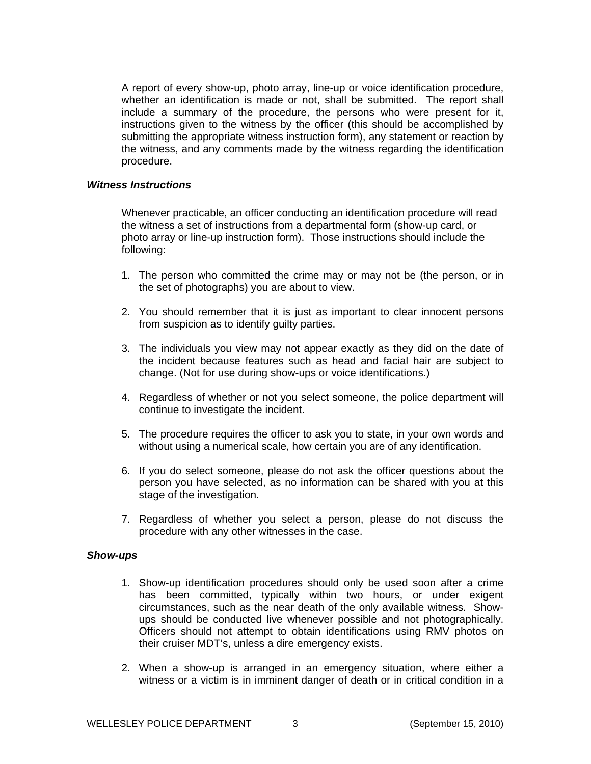A report of every show-up, photo array, line-up or voice identification procedure, whether an identification is made or not, shall be submitted. The report shall include a summary of the procedure, the persons who were present for it, instructions given to the witness by the officer (this should be accomplished by submitting the appropriate witness instruction form), any statement or reaction by the witness, and any comments made by the witness regarding the identification procedure.

***Witness Instructions***

Whenever practicable, an officer conducting an identification procedure will read the witness a set of instructions from a departmental form (show-up card, or photo array or line-up instruction form). Those instructions should include the following:

1. The person who committed the crime may or may not be (the person, or in the set of photographs) you are about to view.

2. You should remember that it is just as important to clear innocent persons from suspicion as to identify guilty parties.

3. The individuals you view may not appear exactly as they did on the date of the incident because features such as head and facial hair are subject to change. (Not for use during show-ups or voice identifications.)

4. Regardless of whether or not you select someone, the police department will continue to investigate the incident.

5. The procedure requires the officer to ask you to state, in your own words and without using a numerical scale, how certain you are of any identification.

6. If you do select someone, please do not ask the officer questions about the person you have selected, as no information can be shared with you at this stage of the investigation.

7. Regardless of whether you select a person, please do not discuss the procedure with any other witnesses in the case.

***Show-ups***

1. Show-up identification procedures should only be used soon after a crime has been committed, typically within two hours, or under exigent circumstances, such as the near death of the only available witness. Show-ups should be conducted live whenever possible and not photographically. Officers should not attempt to obtain identifications using RMV photos on their cruiser MDT's, unless a dire emergency exists.

2. When a show-up is arranged in an emergency situation, where either a witness or a victim is in imminent danger of death or in critical condition in a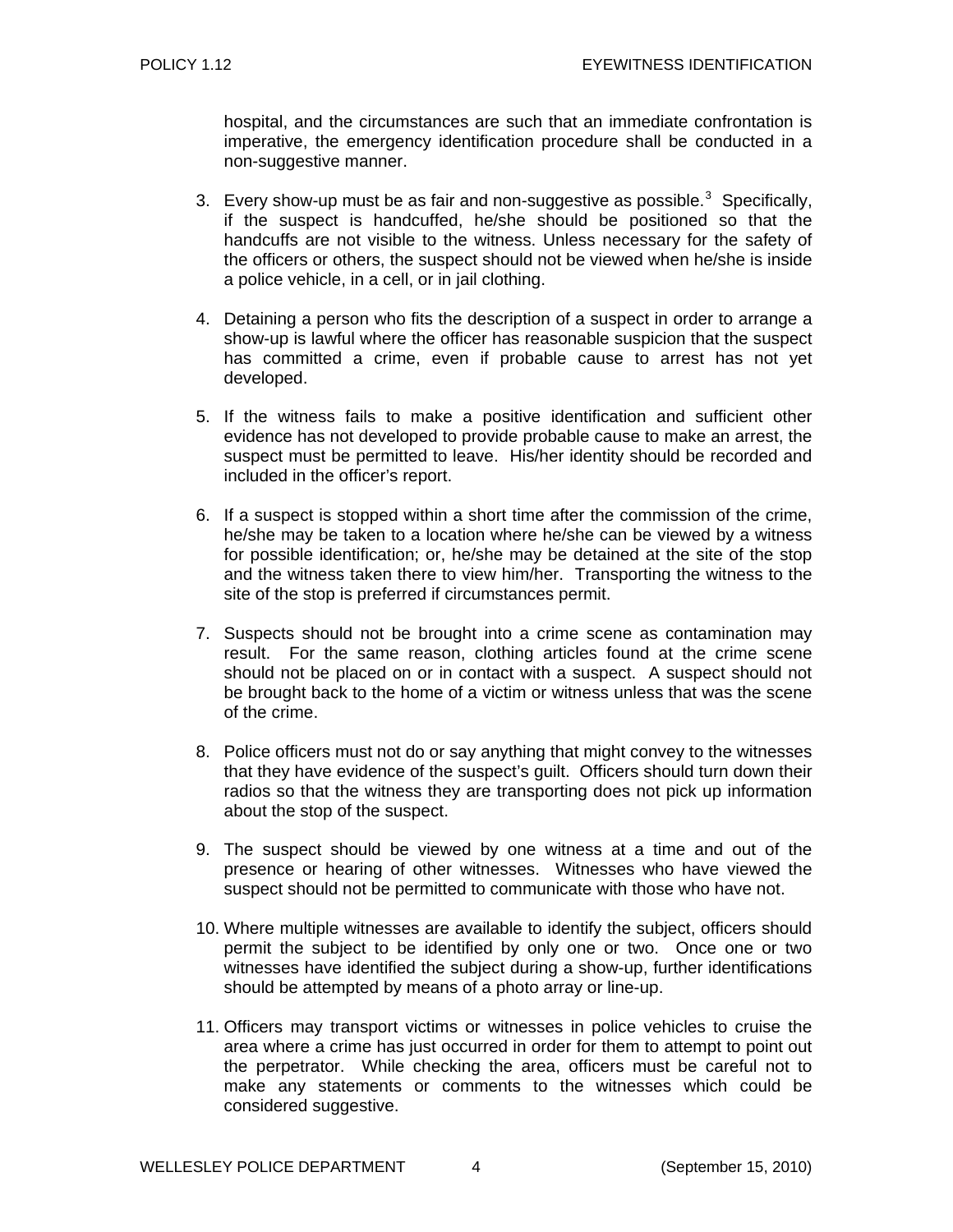hospital, and the circumstances are such that an immediate confrontation is imperative, the emergency identification procedure shall be conducted in a non-suggestive manner.

3. Every show-up must be as fair and non-suggestive as possible.[3] Specifically, if the suspect is handcuffed, he/she should be positioned so that the handcuffs are not visible to the witness. Unless necessary for the safety of the officers or others, the suspect should not be viewed when he/she is inside a police vehicle, in a cell, or in jail clothing.

4. Detaining a person who fits the description of a suspect in order to arrange a show-up is lawful where the officer has reasonable suspicion that the suspect has committed a crime, even if probable cause to arrest has not yet developed.

5. If the witness fails to make a positive identification and sufficient other evidence has not developed to provide probable cause to make an arrest, the suspect must be permitted to leave. His/her identity should be recorded and included in the officer's report.

6. If a suspect is stopped within a short time after the commission of the crime, he/she may be taken to a location where he/she can be viewed by a witness for possible identification; or, he/she may be detained at the site of the stop and the witness taken there to view him/her. Transporting the witness to the site of the stop is preferred if circumstances permit.

7. Suspects should not be brought into a crime scene as contamination may result. For the same reason, clothing articles found at the crime scene should not be placed on or in contact with a suspect. A suspect should not be brought back to the home of a victim or witness unless that was the scene of the crime.

8. Police officers must not do or say anything that might convey to the witnesses that they have evidence of the suspect's guilt. Officers should turn down their radios so that the witness they are transporting does not pick up information about the stop of the suspect.

9. The suspect should be viewed by one witness at a time and out of the presence or hearing of other witnesses. Witnesses who have viewed the suspect should not be permitted to communicate with those who have not.

10. Where multiple witnesses are available to identify the subject, officers should permit the subject to be identified by only one or two. Once one or two witnesses have identified the subject during a show-up, further identifications should be attempted by means of a photo array or line-up.

11. Officers may transport victims or witnesses in police vehicles to cruise the area where a crime has just occurred in order for them to attempt to point out the perpetrator. While checking the area, officers must be careful not to make any statements or comments to the witnesses which could be considered suggestive.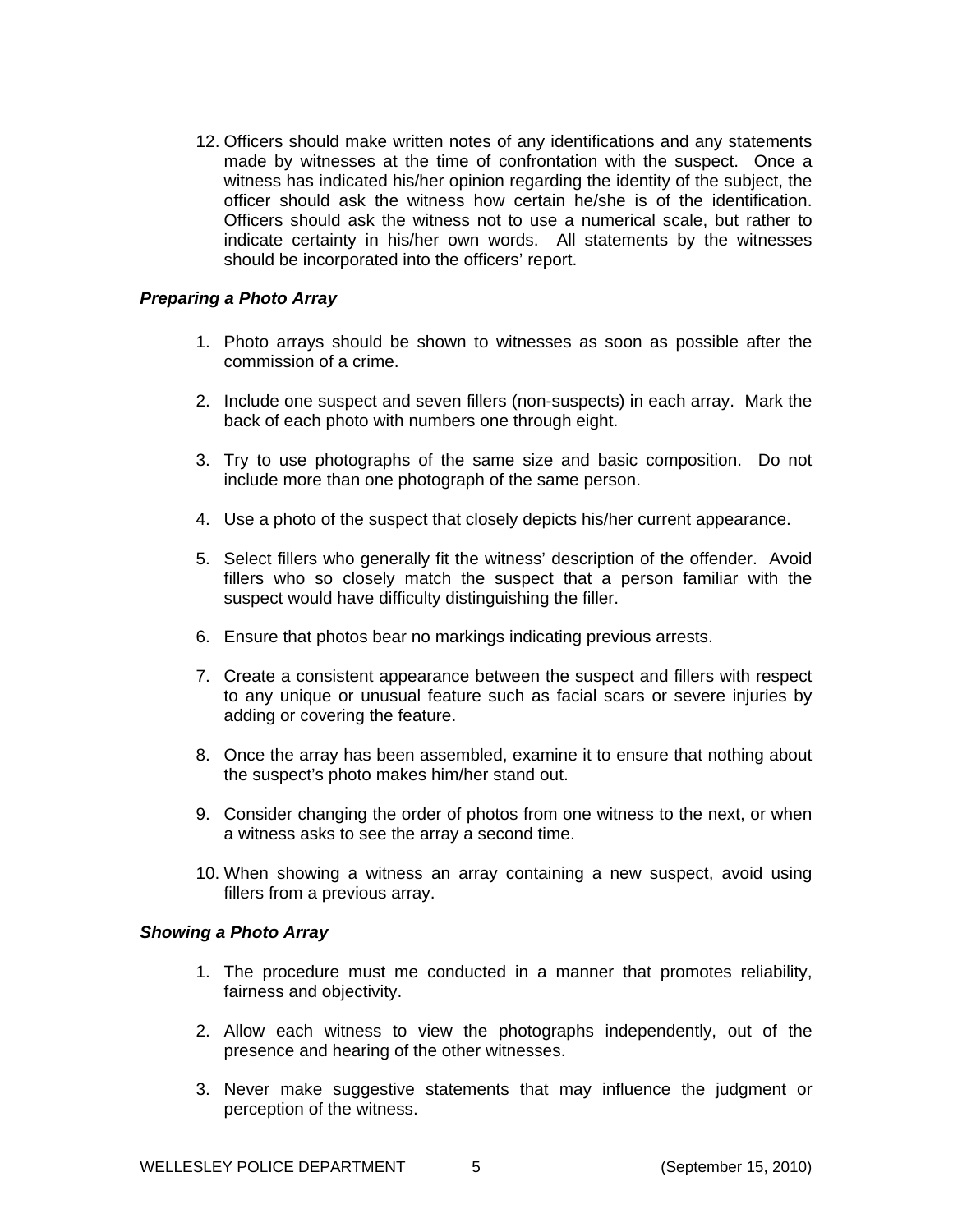12. Officers should make written notes of any identifications and any statements made by witnesses at the time of confrontation with the suspect. Once a witness has indicated his/her opinion regarding the identity of the subject, the officer should ask the witness how certain he/she is of the identification. Officers should ask the witness not to use a numerical scale, but rather to indicate certainty in his/her own words. All statements by the witnesses should be incorporated into the officers' report.

***Preparing a Photo Array***

1. Photo arrays should be shown to witnesses as soon as possible after the commission of a crime.

2. Include one suspect and seven fillers (non-suspects) in each array. Mark the back of each photo with numbers one through eight.

3. Try to use photographs of the same size and basic composition. Do not include more than one photograph of the same person.

4. Use a photo of the suspect that closely depicts his/her current appearance.

5. Select fillers who generally fit the witness' description of the offender. Avoid fillers who so closely match the suspect that a person familiar with the suspect would have difficulty distinguishing the filler.

6. Ensure that photos bear no markings indicating previous arrests.

7. Create a consistent appearance between the suspect and fillers with respect to any unique or unusual feature such as facial scars or severe injuries by adding or covering the feature.

8. Once the array has been assembled, examine it to ensure that nothing about the suspect's photo makes him/her stand out.

9. Consider changing the order of photos from one witness to the next, or when a witness asks to see the array a second time.

10. When showing a witness an array containing a new suspect, avoid using fillers from a previous array.

***Showing a Photo Array***

1. The procedure must me conducted in a manner that promotes reliability, fairness and objectivity.

2. Allow each witness to view the photographs independently, out of the presence and hearing of the other witnesses.

3. Never make suggestive statements that may influence the judgment or perception of the witness.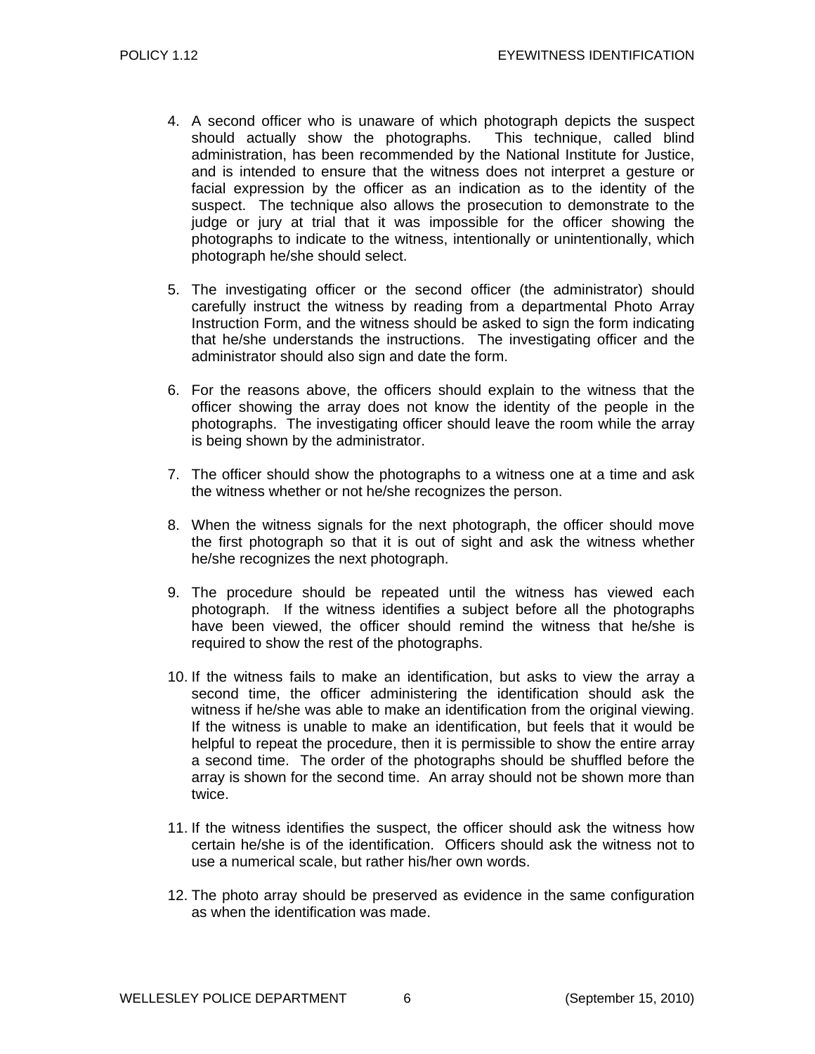4. A second officer who is unaware of which photograph depicts the suspect should actually show the photographs. This technique, called blind administration, has been recommended by the National Institute for Justice, and is intended to ensure that the witness does not interpret a gesture or facial expression by the officer as an indication as to the identity of the suspect. The technique also allows the prosecution to demonstrate to the judge or jury at trial that it was impossible for the officer showing the photographs to indicate to the witness, intentionally or unintentionally, which photograph he/she should select.

5. The investigating officer or the second officer (the administrator) should carefully instruct the witness by reading from a departmental Photo Array Instruction Form, and the witness should be asked to sign the form indicating that he/she understands the instructions. The investigating officer and the administrator should also sign and date the form.

6. For the reasons above, the officers should explain to the witness that the officer showing the array does not know the identity of the people in the photographs. The investigating officer should leave the room while the array is being shown by the administrator.

7. The officer should show the photographs to a witness one at a time and ask the witness whether or not he/she recognizes the person.

8. When the witness signals for the next photograph, the officer should move the first photograph so that it is out of sight and ask the witness whether he/she recognizes the next photograph.

9. The procedure should be repeated until the witness has viewed each photograph. If the witness identifies a subject before all the photographs have been viewed, the officer should remind the witness that he/she is required to show the rest of the photographs.

10. If the witness fails to make an identification, but asks to view the array a second time, the officer administering the identification should ask the witness if he/she was able to make an identification from the original viewing. If the witness is unable to make an identification, but feels that it would be helpful to repeat the procedure, then it is permissible to show the entire array a second time. The order of the photographs should be shuffled before the array is shown for the second time. An array should not be shown more than twice.

11. If the witness identifies the suspect, the officer should ask the witness how certain he/she is of the identification. Officers should ask the witness not to use a numerical scale, but rather his/her own words.

12. The photo array should be preserved as evidence in the same configuration as when the identification was made.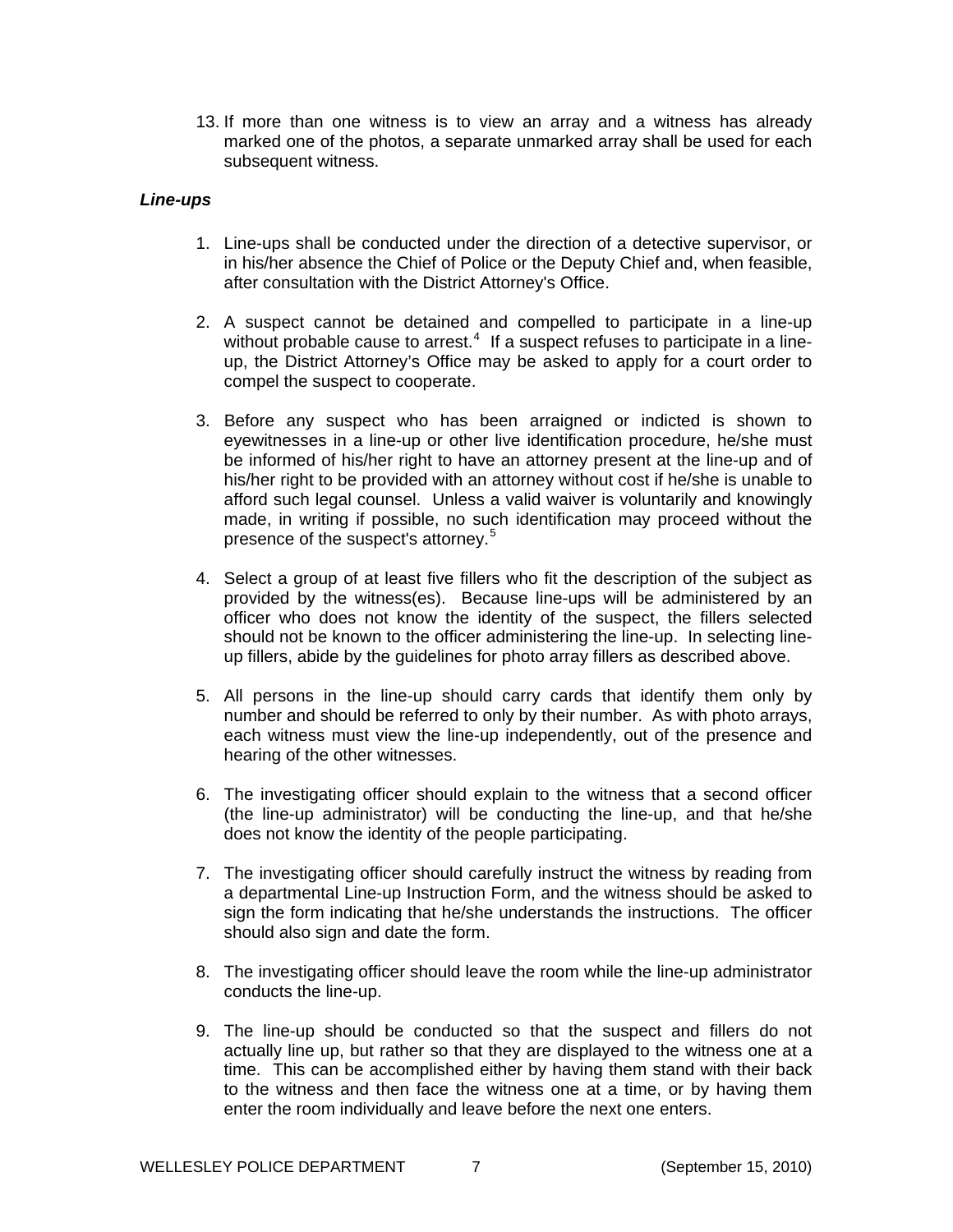13. If more than one witness is to view an array and a witness has already marked one of the photos, a separate unmarked array shall be used for each subsequent witness.

***Line-ups***

1. Line-ups shall be conducted under the direction of a detective supervisor, or in his/her absence the Chief of Police or the Deputy Chief and, when feasible, after consultation with the District Attorney's Office.

2. A suspect cannot be detained and compelled to participate in a line-up without probable cause to arrest.[4] If a suspect refuses to participate in a line-up, the District Attorney's Office may be asked to apply for a court order to compel the suspect to cooperate.

3. Before any suspect who has been arraigned or indicted is shown to eyewitnesses in a line-up or other live identification procedure, he/she must be informed of his/her right to have an attorney present at the line-up and of his/her right to be provided with an attorney without cost if he/she is unable to afford such legal counsel. Unless a valid waiver is voluntarily and knowingly made, in writing if possible, no such identification may proceed without the presence of the suspect's attorney.[5]

4. Select a group of at least five fillers who fit the description of the subject as provided by the witness(es). Because line-ups will be administered by an officer who does not know the identity of the suspect, the fillers selected should not be known to the officer administering the line-up. In selecting line-up fillers, abide by the guidelines for photo array fillers as described above.

5. All persons in the line-up should carry cards that identify them only by number and should be referred to only by their number. As with photo arrays, each witness must view the line-up independently, out of the presence and hearing of the other witnesses.

6. The investigating officer should explain to the witness that a second officer (the line-up administrator) will be conducting the line-up, and that he/she does not know the identity of the people participating.

7. The investigating officer should carefully instruct the witness by reading from a departmental Line-up Instruction Form, and the witness should be asked to sign the form indicating that he/she understands the instructions. The officer should also sign and date the form.

8. The investigating officer should leave the room while the line-up administrator conducts the line-up.

9. The line-up should be conducted so that the suspect and fillers do not actually line up, but rather so that they are displayed to the witness one at a time. This can be accomplished either by having them stand with their back to the witness and then face the witness one at a time, or by having them enter the room individually and leave before the next one enters.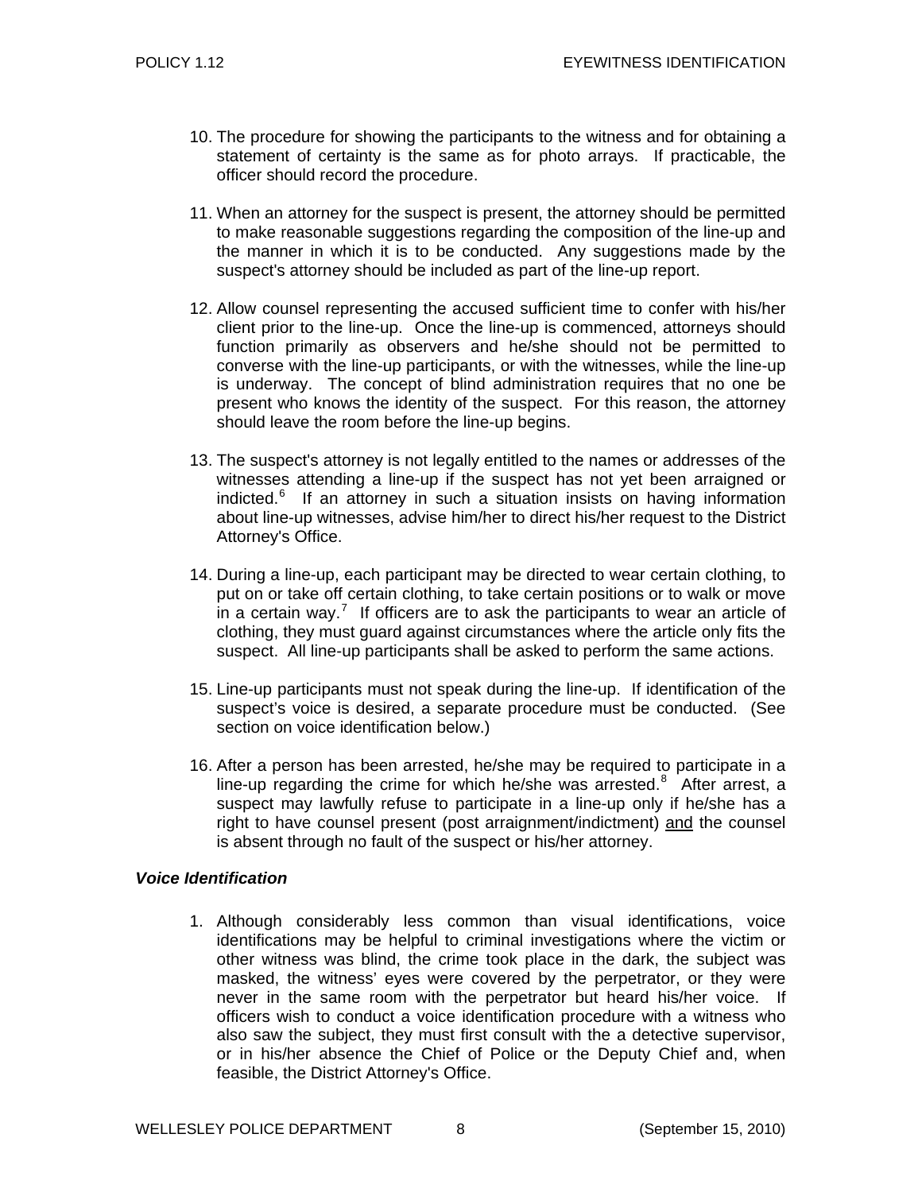10. The procedure for showing the participants to the witness and for obtaining a statement of certainty is the same as for photo arrays. If practicable, the officer should record the procedure.

11. When an attorney for the suspect is present, the attorney should be permitted to make reasonable suggestions regarding the composition of the line-up and the manner in which it is to be conducted. Any suggestions made by the suspect's attorney should be included as part of the line-up report.

12. Allow counsel representing the accused sufficient time to confer with his/her client prior to the line-up. Once the line-up is commenced, attorneys should function primarily as observers and he/she should not be permitted to converse with the line-up participants, or with the witnesses, while the line-up is underway. The concept of blind administration requires that no one be present who knows the identity of the suspect. For this reason, the attorney should leave the room before the line-up begins.

13. The suspect's attorney is not legally entitled to the names or addresses of the witnesses attending a line-up if the suspect has not yet been arraigned or indicted.[6] If an attorney in such a situation insists on having information about line-up witnesses, advise him/her to direct his/her request to the District Attorney's Office.

14. During a line-up, each participant may be directed to wear certain clothing, to put on or take off certain clothing, to take certain positions or to walk or move in a certain way.[7] If officers are to ask the participants to wear an article of clothing, they must guard against circumstances where the article only fits the suspect. All line-up participants shall be asked to perform the same actions.

15. Line-up participants must not speak during the line-up. If identification of the suspect's voice is desired, a separate procedure must be conducted. (See section on voice identification below.)

16. After a person has been arrested, he/she may be required to participate in a line-up regarding the crime for which he/she was arrested.[8] After arrest, a suspect may lawfully refuse to participate in a line-up only if he/she has a right to have counsel present (post arraignment/indictment) <u>and</u> the counsel is absent through no fault of the suspect or his/her attorney.

***Voice Identification***

1. Although considerably less common than visual identifications, voice identifications may be helpful to criminal investigations where the victim or other witness was blind, the crime took place in the dark, the subject was masked, the witness' eyes were covered by the perpetrator, or they were never in the same room with the perpetrator but heard his/her voice. If officers wish to conduct a voice identification procedure with a witness who also saw the subject, they must first consult with the a detective supervisor, or in his/her absence the Chief of Police or the Deputy Chief and, when feasible, the District Attorney's Office.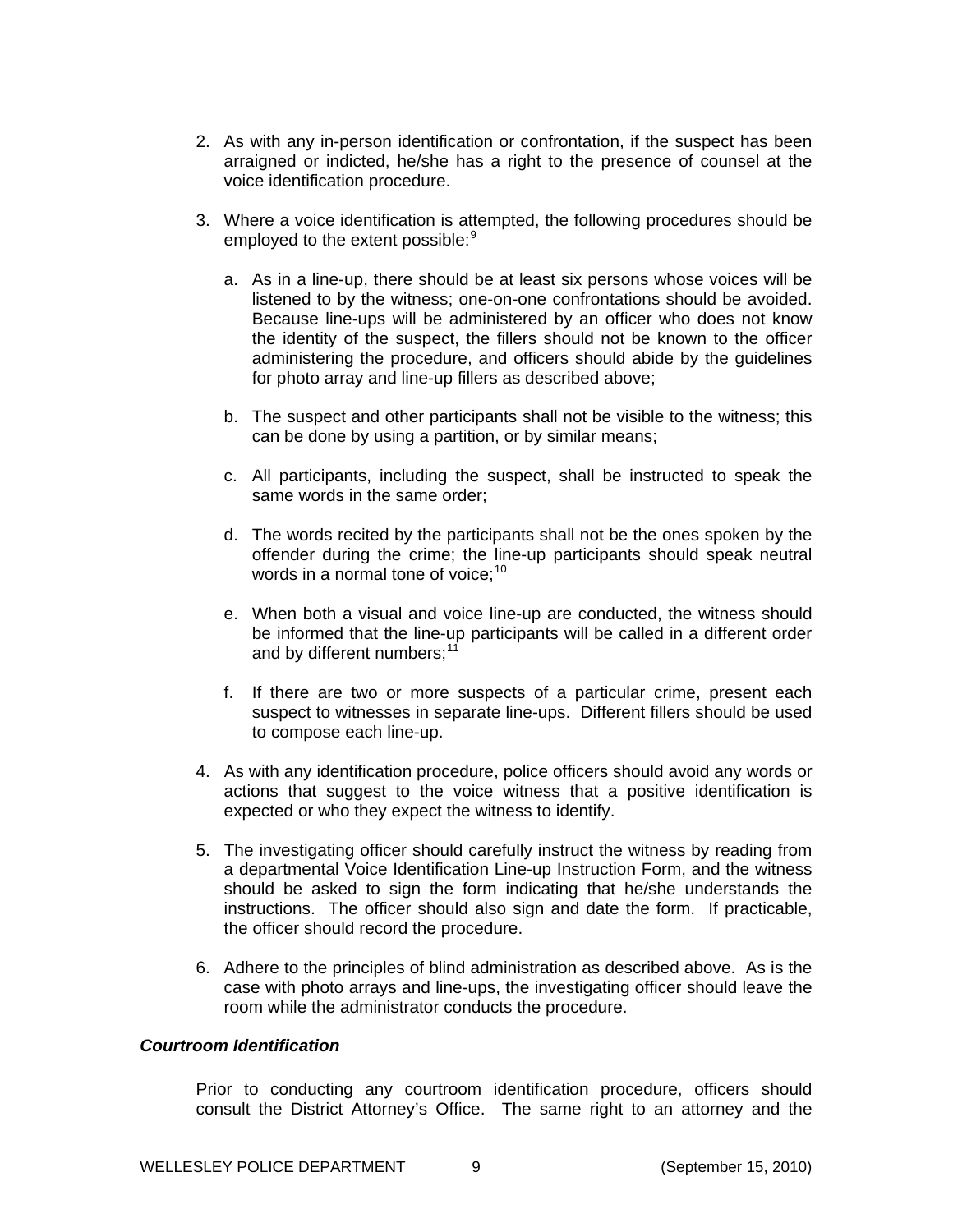2. As with any in-person identification or confrontation, if the suspect has been arraigned or indicted, he/she has a right to the presence of counsel at the voice identification procedure.

3. Where a voice identification is attempted, the following procedures should be employed to the extent possible:[9]

   a. As in a line-up, there should be at least six persons whose voices will be listened to by the witness; one-on-one confrontations should be avoided. Because line-ups will be administered by an officer who does not know the identity of the suspect, the fillers should not be known to the officer administering the procedure, and officers should abide by the guidelines for photo array and line-up fillers as described above;

   b. The suspect and other participants shall not be visible to the witness; this can be done by using a partition, or by similar means;

   c. All participants, including the suspect, shall be instructed to speak the same words in the same order;

   d. The words recited by the participants shall not be the ones spoken by the offender during the crime; the line-up participants should speak neutral words in a normal tone of voice;[10]

   e. When both a visual and voice line-up are conducted, the witness should be informed that the line-up participants will be called in a different order and by different numbers;[11]

   f. If there are two or more suspects of a particular crime, present each suspect to witnesses in separate line-ups. Different fillers should be used to compose each line-up.

4. As with any identification procedure, police officers should avoid any words or actions that suggest to the voice witness that a positive identification is expected or who they expect the witness to identify.

5. The investigating officer should carefully instruct the witness by reading from a departmental Voice Identification Line-up Instruction Form, and the witness should be asked to sign the form indicating that he/she understands the instructions. The officer should also sign and date the form. If practicable, the officer should record the procedure.

6. Adhere to the principles of blind administration as described above. As is the case with photo arrays and line-ups, the investigating officer should leave the room while the administrator conducts the procedure.

***Courtroom Identification***

Prior to conducting any courtroom identification procedure, officers should consult the District Attorney's Office. The same right to an attorney and the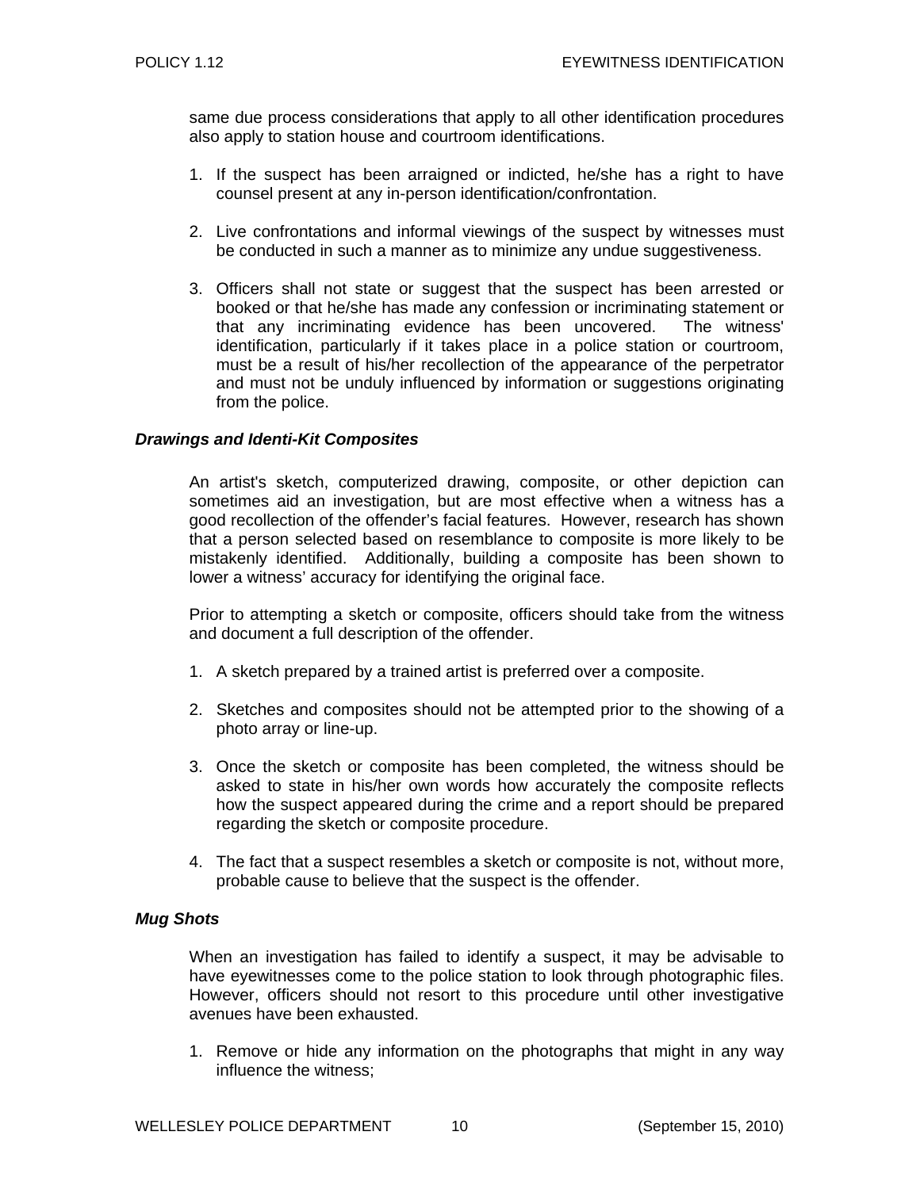same due process considerations that apply to all other identification procedures also apply to station house and courtroom identifications.

1. If the suspect has been arraigned or indicted, he/she has a right to have counsel present at any in-person identification/confrontation.

2. Live confrontations and informal viewings of the suspect by witnesses must be conducted in such a manner as to minimize any undue suggestiveness.

3. Officers shall not state or suggest that the suspect has been arrested or booked or that he/she has made any confession or incriminating statement or that any incriminating evidence has been uncovered. The witness' identification, particularly if it takes place in a police station or courtroom, must be a result of his/her recollection of the appearance of the perpetrator and must not be unduly influenced by information or suggestions originating from the police.

### *Drawings and Identi-Kit Composites*

An artist's sketch, computerized drawing, composite, or other depiction can sometimes aid an investigation, but are most effective when a witness has a good recollection of the offender's facial features. However, research has shown that a person selected based on resemblance to composite is more likely to be mistakenly identified. Additionally, building a composite has been shown to lower a witness' accuracy for identifying the original face.

Prior to attempting a sketch or composite, officers should take from the witness and document a full description of the offender.

1. A sketch prepared by a trained artist is preferred over a composite.

2. Sketches and composites should not be attempted prior to the showing of a photo array or line-up.

3. Once the sketch or composite has been completed, the witness should be asked to state in his/her own words how accurately the composite reflects how the suspect appeared during the crime and a report should be prepared regarding the sketch or composite procedure.

4. The fact that a suspect resembles a sketch or composite is not, without more, probable cause to believe that the suspect is the offender.

### *Mug Shots*

When an investigation has failed to identify a suspect, it may be advisable to have eyewitnesses come to the police station to look through photographic files. However, officers should not resort to this procedure until other investigative avenues have been exhausted.

1. Remove or hide any information on the photographs that might in any way influence the witness;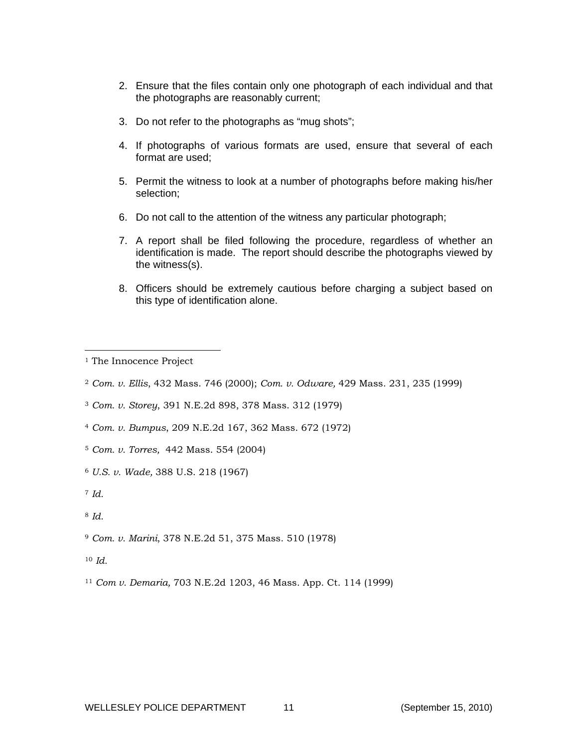2. Ensure that the files contain only one photograph of each individual and that the photographs are reasonably current;

3. Do not refer to the photographs as "mug shots";

4. If photographs of various formats are used, ensure that several of each format are used;

5. Permit the witness to look at a number of photographs before making his/her selection;

6. Do not call to the attention of the witness any particular photograph;

7. A report shall be filed following the procedure, regardless of whether an identification is made. The report should describe the photographs viewed by the witness(s).

8. Officers should be extremely cautious before charging a subject based on this type of identification alone.

---

[1] The Innocence Project

[2] *Com. v. Ellis*, 432 Mass. 746 (2000); *Com. v. Odware,* 429 Mass. 231, 235 (1999)

[3] *Com. v. Storey*, 391 N.E.2d 898, 378 Mass. 312 (1979)

[4] *Com. v. Bumpus*, 209 N.E.2d 167, 362 Mass. 672 (1972)

[5] *Com. v. Torres,* 442 Mass. 554 (2004)

[6] *U.S. v. Wade,* 388 U.S. 218 (1967)

[7] *Id.*

[8] *Id.*

[9] *Com. v. Marini*, 378 N.E.2d 51, 375 Mass. 510 (1978)

[10] *Id.*

[11] *Com v. Demaria,* 703 N.E.2d 1203, 46 Mass. App. Ct. 114 (1999)